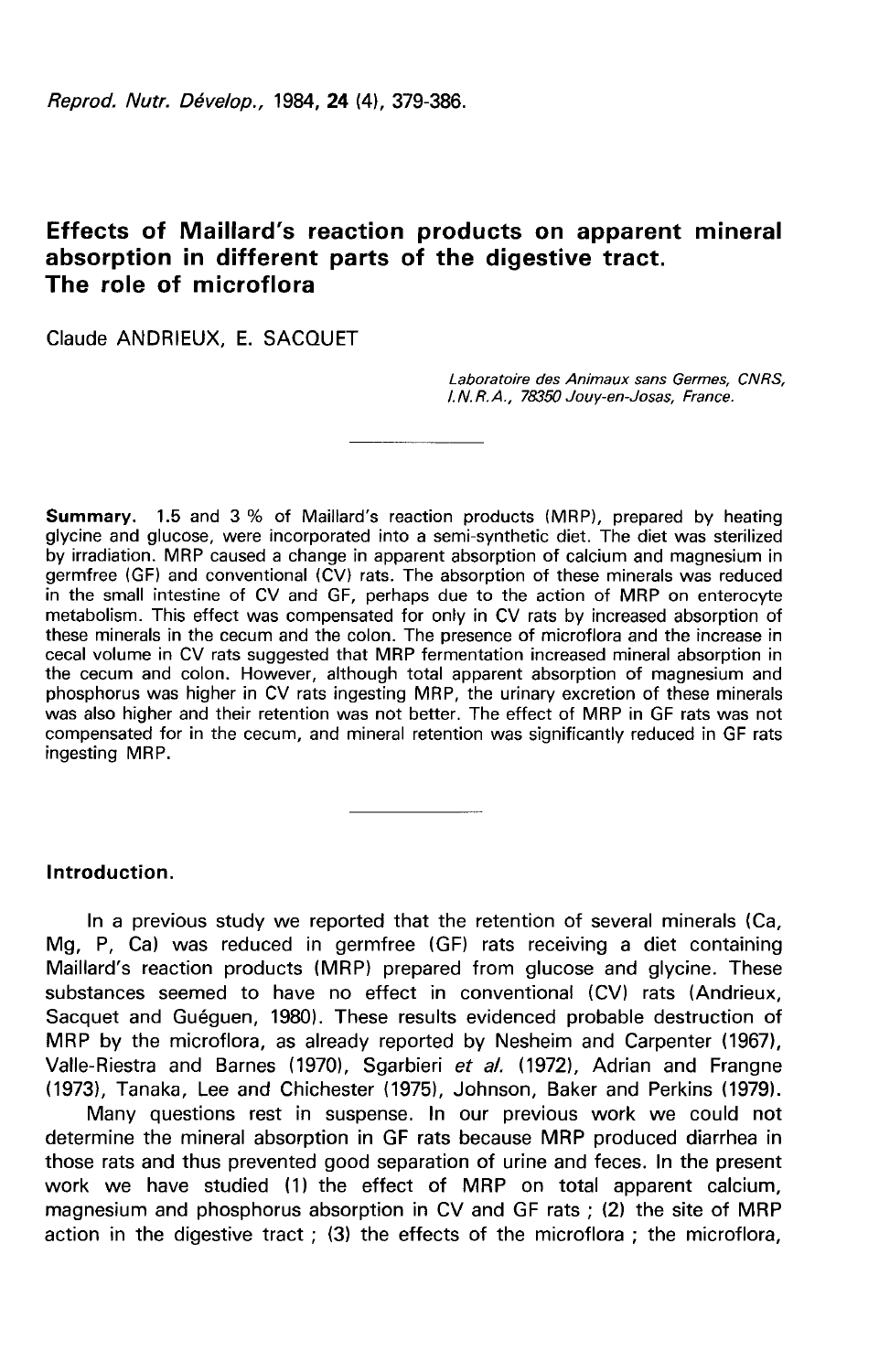# Effects of Maillard's reaction products on apparent mineral absorption in different parts of the digestive tract. The role of microflora

Claude ANDRIEUX, E. SACQUET

*Laboratoire des Animaux sans Germes, CNRS, I.N.R.A., 78350 Jouy-en-Josas, France.*

---

**Summary.** 1.5 and 3 % of Maillard's reaction products (MRP), prepared by heating glycine and glucose, were incorporated into a semi-synthetic diet. The diet was sterilized by irradiation. MRP caused a change in apparent absorption of calcium and magnesium in germfree (GF) and conventional (CV) rats. The absorption of these minerals was reduced in the small intestine of CV and GF, perhaps due to the action of MRP on enterocyte metabolism. This effect was compensated for only in CV rats by increased absorption of these minerals in the cecum and the colon. The presence of microflora and the increase in cecal volume in CV rats suggested that MRP fermentation increased mineral absorption in the cecum and colon. However, although total apparent absorption of magnesium and phosphorus was higher in CV rats ingesting MRP, the urinary excretion of these minerals was also higher and their retention was not better. The effect of MRP in GF rats was not compensated for in the cecum, and mineral retention was significantly reduced in GF rats ingesting MRP.

---

## Introduction.

In a previous study we reported that the retention of several minerals (Ca, Mg, P, Ca) was reduced in germfree (GF) rats receiving a diet containing Maillard's reaction products (MRP) prepared from glucose and glycine. These substances seemed to have no effect in conventional (CV) rats (Andrieux, Sacquet and Guéguen, 1980). These results evidenced probable destruction of MRP by the microflora, as already reported by Nesheim and Carpenter (1967), Valle-Riestra and Barnes (1970), Sgarbieri *et al.* (1972), Adrian and Frangne (1973), Tanaka, Lee and Chichester (1975), Johnson, Baker and Perkins (1979).

Many questions rest in suspense. In our previous work we could not determine the mineral absorption in GF rats because MRP produced diarrhea in those rats and thus prevented good separation of urine and feces. In the present work we have studied (1) the effect of MRP on total apparent calcium, magnesium and phosphorus absorption in CV and GF rats ; (2) the site of MRP action in the digestive tract ; (3) the effects of the microflora ; the microflora,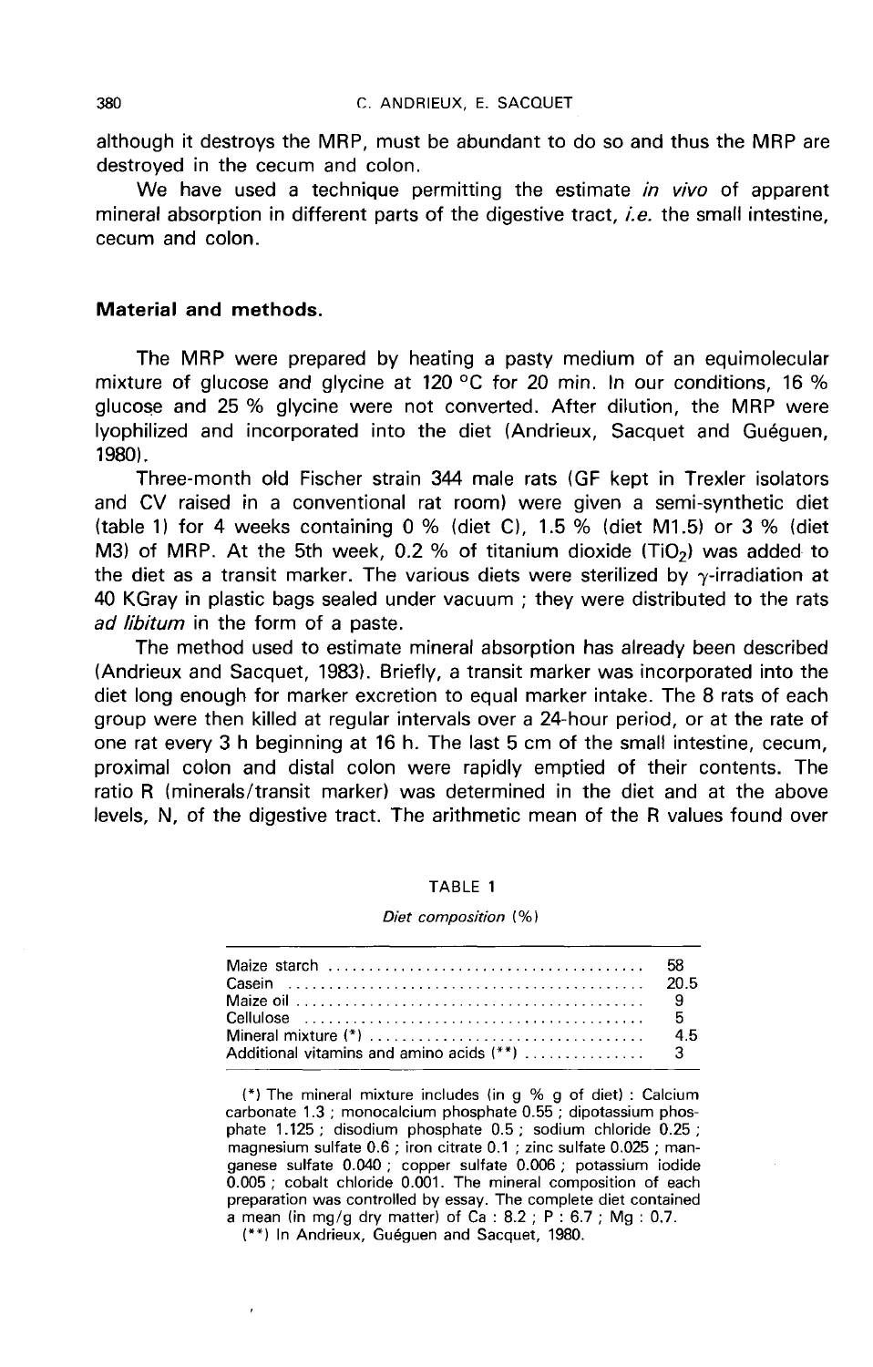although it destroys the MRP, must be abundant to do so and thus the MRP are destroyed in the cecum and colon.

We have used a technique permitting the estimate *in vivo* of apparent mineral absorption in different parts of the digestive tract, *i.e.* the small intestine, cecum and colon.

## Material and methods.

The MRP were prepared by heating a pasty medium of an equimolecular mixture of glucose and glycine at 120 °C for 20 min. In our conditions, 16 % glucose and 25 % glycine were not converted. After dilution, the MRP were lyophilized and incorporated into the diet (Andrieux, Sacquet and Guéguen, 1980).

Three-month old Fischer strain 344 male rats (GF kept in Trexler isolators and CV raised in a conventional rat room) were given a semi-synthetic diet (table 1) for 4 weeks containing 0 % (diet C), 1.5 % (diet M1.5) or 3 % (diet M3) of MRP. At the 5th week, 0.2 % of titanium dioxide ($TiO_2$) was added to the diet as a transit marker. The various diets were sterilized by $\gamma$-irradiation at 40 KGray in plastic bags sealed under vacuum ; they were distributed to the rats *ad libitum* in the form of a paste.

The method used to estimate mineral absorption has already been described (Andrieux and Sacquet, 1983). Briefly, a transit marker was incorporated into the diet long enough for marker excretion to equal marker intake. The 8 rats of each group were then killed at regular intervals over a 24-hour period, or at the rate of one rat every 3 h beginning at 16 h. The last 5 cm of the small intestine, cecum, proximal colon and distal colon were rapidly emptied of their contents. The ratio R (minerals/transit marker) was determined in the diet and at the above levels, N, of the digestive tract. The arithmetic mean of the R values found over

TABLE 1

*Diet composition* (%)

| Ingredient | % |
|---|---|
| Maize starch | 58 |
| Casein | 20.5 |
| Maize oil | 9 |
| Cellulose | 5 |
| Mineral mixture (*) | 4.5 |
| Additional vitamins and amino acids (**) | 3 |

(*) The mineral mixture includes (in g % g of diet) : Calcium carbonate 1.3 ; monocalcium phosphate 0.55 ; dipotassium phosphate 1.125 ; disodium phosphate 0.5 ; sodium chloride 0.25 ; magnesium sulfate 0.6 ; iron citrate 0.1 ; zinc sulfate 0.025 ; manganese sulfate 0.040 ; copper sulfate 0.006 ; potassium iodide 0.005 ; cobalt chloride 0.001. The mineral composition of each preparation was controlled by essay. The complete diet contained a mean (in mg/g dry matter) of Ca : 8.2 ; P : 6.7 ; Mg : 0.7.

(**) In Andrieux, Guéguen and Sacquet, 1980.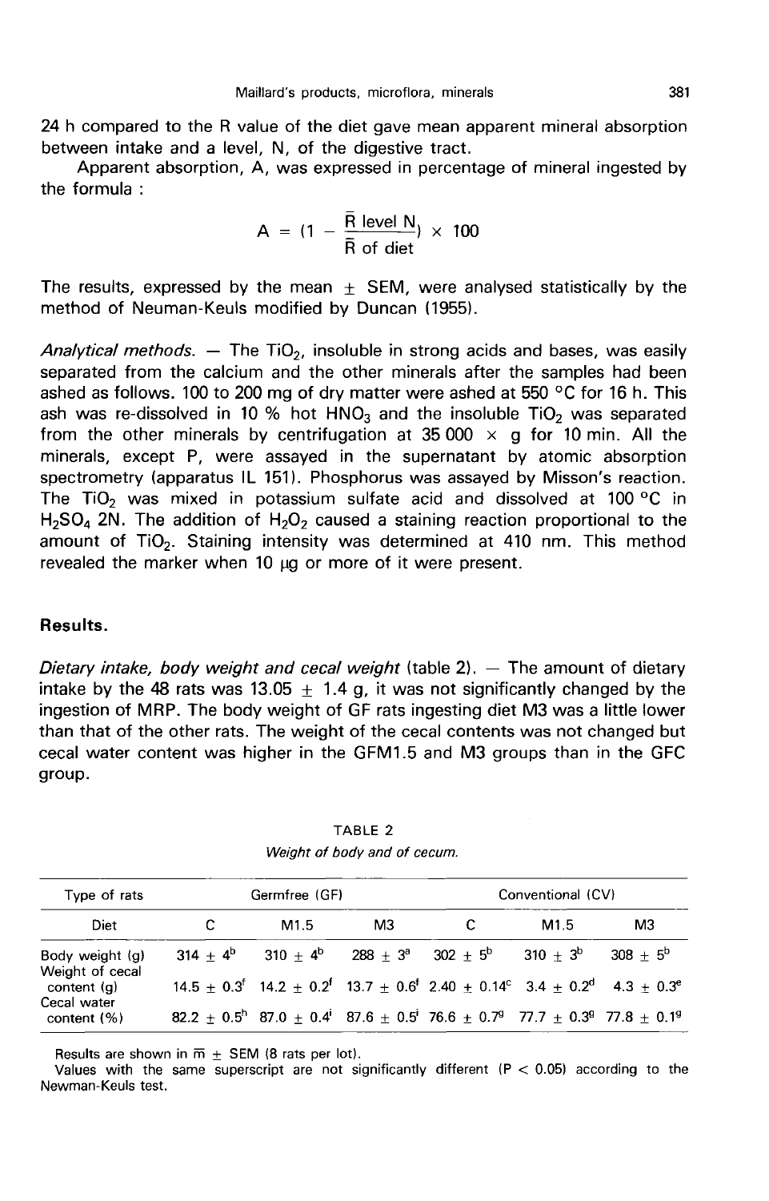24 h compared to the R value of the diet gave mean apparent mineral absorption between intake and a level, N, of the digestive tract.

Apparent absorption, A, was expressed in percentage of mineral ingested by the formula :

$$A = \left(1 - \frac{\bar{R} \text{ level N}}{\bar{R} \text{ of diet}}\right) \times 100$$

The results, expressed by the mean $\pm$ SEM, were analysed statistically by the method of Neuman-Keuls modified by Duncan (1955).

*Analytical methods.* — The $TiO_2$, insoluble in strong acids and bases, was easily separated from the calcium and the other minerals after the samples had been ashed as follows. 100 to 200 mg of dry matter were ashed at 550 °C for 16 h. This ash was re-dissolved in 10 % hot $HNO_3$ and the insoluble $TiO_2$ was separated from the other minerals by centrifugation at 35 000 $\times$ g for 10 min. All the minerals, except P, were assayed in the supernatant by atomic absorption spectrometry (apparatus IL 151). Phosphorus was assayed by Misson's reaction. The $TiO_2$ was mixed in potassium sulfate acid and dissolved at 100 °C in $H_2SO_4$ 2N. The addition of $H_2O_2$ caused a staining reaction proportional to the amount of $TiO_2$. Staining intensity was determined at 410 nm. This method revealed the marker when 10 µg or more of it were present.

## Results.

*Dietary intake, body weight and cecal weight* (table 2). — The amount of dietary intake by the 48 rats was 13.05 $\pm$ 1.4 g, it was not significantly changed by the ingestion of MRP. The body weight of GF rats ingesting diet M3 was a little lower than that of the other rats. The weight of the cecal contents was not changed but cecal water content was higher in the GFM1.5 and M3 groups than in the GFC group.

TABLE 2
*Weight of body and of cecum.*

| Type of rats | Germfree (GF) | | | Conventional (CV) | | |
|---|---|---|---|---|---|---|
| Diet | C | M1.5 | M3 | C | M1.5 | M3 |
| Body weight (g) | $314 \pm 4^b$ | $310 \pm 4^b$ | $288 \pm 3^a$ | $302 \pm 5^b$ | $310 \pm 3^b$ | $308 \pm 5^b$ |
| Weight of cecal content (g) | $14.5 \pm 0.3^f$ | $14.2 \pm 0.2^f$ | $13.7 \pm 0.6^f$ | $2.40 \pm 0.14^c$ | $3.4 \pm 0.2^d$ | $4.3 \pm 0.3^e$ |
| Cecal water content (%) | $82.2 \pm 0.5^h$ | $87.0 \pm 0.4^i$ | $87.6 \pm 0.5^i$ | $76.6 \pm 0.7^g$ | $77.7 \pm 0.3^g$ | $77.8 \pm 0.1^g$ |

Results are shown in $\bar{m} \pm$ SEM (8 rats per lot).
Values with the same superscript are not significantly different ($P < 0.05$) according to the Newman-Keuls test.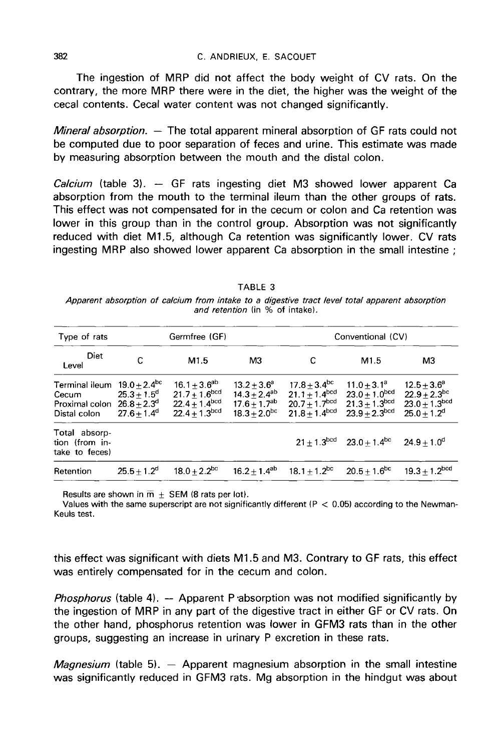The ingestion of MRP did not affect the body weight of CV rats. On the contrary, the more MRP there were in the diet, the higher was the weight of the cecal contents. Cecal water content was not changed significantly.

*Mineral absorption.* — The total apparent mineral absorption of GF rats could not be computed due to poor separation of feces and urine. This estimate was made by measuring absorption between the mouth and the distal colon.

*Calcium* (table 3). — GF rats ingesting diet M3 showed lower apparent Ca absorption from the mouth to the terminal ileum than the other groups of rats. This effect was not compensated for in the cecum or colon and Ca retention was lower in this group than in the control group. Absorption was not significantly reduced with diet M1.5, although Ca retention was significantly lower. CV rats ingesting MRP also showed lower apparent Ca absorption in the small intestine ; this effect was significant with diets M1.5 and M3. Contrary to GF rats, this effect was entirely compensated for in the cecum and colon.

TABLE 3

*Apparent absorption of calcium from intake to a digestive tract level total apparent absorption and retention* (in % of intake).

| Type of rats | Germfree (GF) | | | Conventional (CV) | | |
|---|---|---|---|---|---|---|
| Diet / Level | C | M1.5 | M3 | C | M1.5 | M3 |
| Terminal ileum | $19.0 \pm 2.4^{bc}$ | $16.1 \pm 3.6^{ab}$ | $13.2 \pm 3.6^{a}$ | $17.8 \pm 3.4^{bc}$ | $11.0 \pm 3.1^{a}$ | $12.5 \pm 3.6^{a}$ |
| Cecum | $25.3 \pm 1.5^{d}$ | $21.7 \pm 1.6^{bcd}$ | $14.3 \pm 2.4^{ab}$ | $21.1 \pm 1.4^{bcd}$ | $23.0 \pm 1.0^{bcd}$ | $22.9 \pm 2.3^{bc}$ |
| Proximal colon | $26.8 \pm 2.3^{d}$ | $22.4 \pm 1.4^{bcd}$ | $17.6 \pm 1.7^{ab}$ | $20.7 \pm 1.7^{bcd}$ | $21.3 \pm 1.3^{bcd}$ | $23.0 \pm 1.3^{bcd}$ |
| Distal colon | $27.6 \pm 1.4^{d}$ | $22.4 \pm 1.3^{bcd}$ | $18.3 \pm 2.0^{bc}$ | $21.8 \pm 1.4^{bcd}$ | $23.9 \pm 2.3^{bcd}$ | $25.0 \pm 1.2^{d}$ |
| Total absorption (from intake to feces) | | | | $21 \pm 1.3^{bcd}$ | $23.0 \pm 1.4^{bc}$ | $24.9 \pm 1.0^{d}$ |
| Retention | $25.5 \pm 1.2^{d}$ | $18.0 \pm 2.2^{bc}$ | $16.2 \pm 1.4^{ab}$ | $18.1 \pm 1.2^{bc}$ | $20.5 \pm 1.6^{bc}$ | $19.3 \pm 1.2^{bcd}$ |

Results are shown in $\bar{m} \pm$ SEM (8 rats per lot).

Values with the same superscript are not significantly different ($P < 0.05$) according to the Newman-Keuls test.

*Phosphorus* (table 4). — Apparent P absorption was not modified significantly by the ingestion of MRP in any part of the digestive tract in either GF or CV rats. On the other hand, phosphorus retention was lower in GFM3 rats than in the other groups, suggesting an increase in urinary P excretion in these rats.

*Magnesium* (table 5). — Apparent magnesium absorption in the small intestine was significantly reduced in GFM3 rats. Mg absorption in the hindgut was about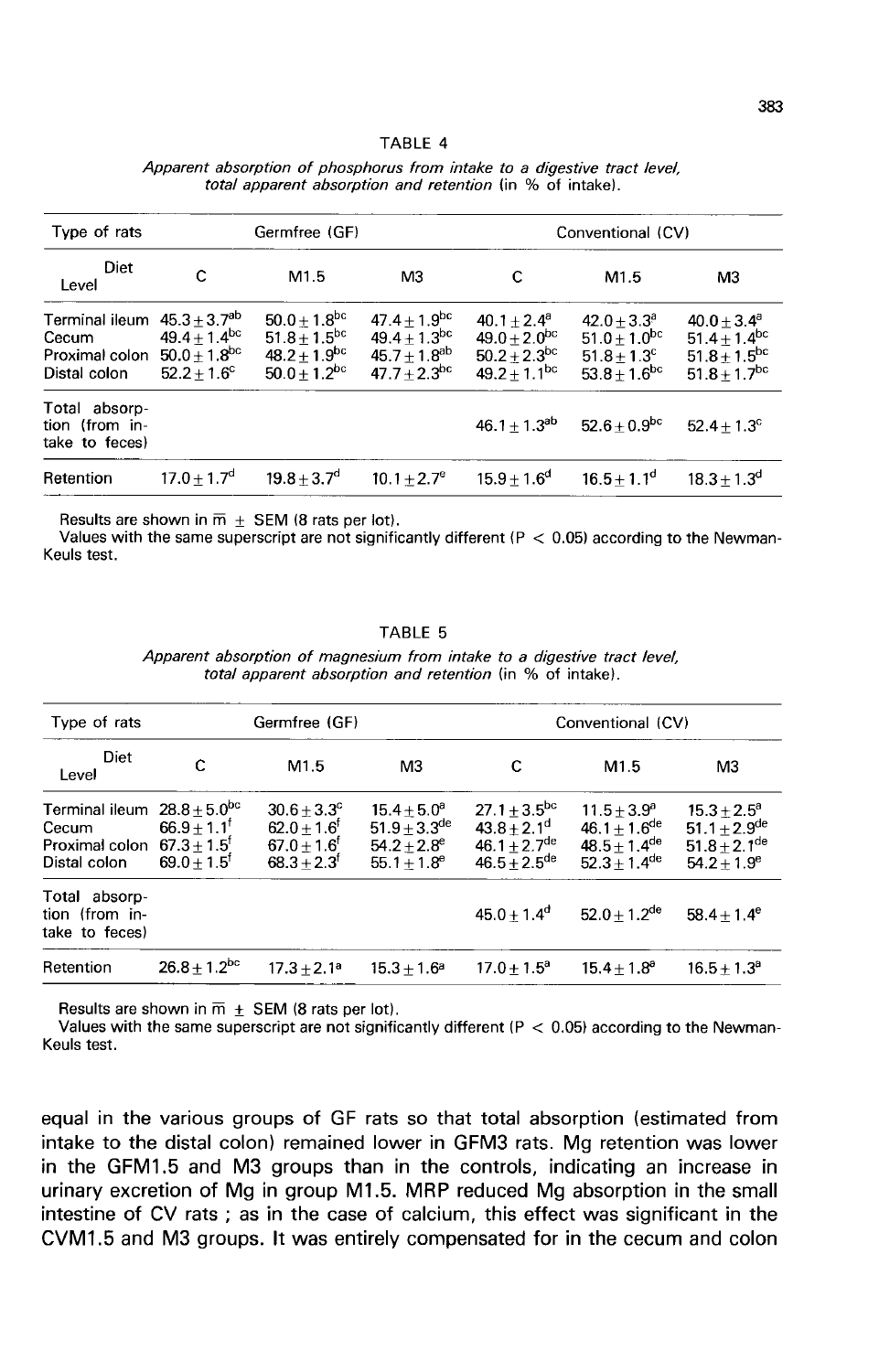TABLE 4

*Apparent absorption of phosphorus from intake to a digestive tract level, total apparent absorption and retention (in % of intake).*

| Type of rats | Germfree (GF) | | | Conventional (CV) | | |
|---|---|---|---|---|---|---|
| Diet / Level | C | M1.5 | M3 | C | M1.5 | M3 |
| Terminal ileum | $45.3 \pm 3.7^{ab}$ | $50.0 \pm 1.8^{bc}$ | $47.4 \pm 1.9^{bc}$ | $40.1 \pm 2.4^{a}$ | $42.0 \pm 3.3^{a}$ | $40.0 \pm 3.4^{a}$ |
| Cecum | $49.4 \pm 1.4^{bc}$ | $51.8 \pm 1.5^{bc}$ | $49.4 \pm 1.3^{bc}$ | $49.0 \pm 2.0^{bc}$ | $51.0 \pm 1.0^{bc}$ | $51.4 \pm 1.4^{bc}$ |
| Proximal colon | $50.0 \pm 1.8^{bc}$ | $48.2 \pm 1.9^{bc}$ | $45.7 \pm 1.8^{ab}$ | $50.2 \pm 2.3^{bc}$ | $51.8 \pm 1.3^{c}$ | $51.8 \pm 1.5^{bc}$ |
| Distal colon | $52.2 \pm 1.6^{c}$ | $50.0 \pm 1.2^{bc}$ | $47.7 \pm 2.3^{bc}$ | $49.2 \pm 1.1^{bc}$ | $53.8 \pm 1.6^{bc}$ | $51.8 \pm 1.7^{bc}$ |
| Total absorption (from intake to feces) | | | | $46.1 \pm 1.3^{ab}$ | $52.6 \pm 0.9^{bc}$ | $52.4 \pm 1.3^{c}$ |
| Retention | $17.0 \pm 1.7^{d}$ | $19.8 \pm 3.7^{d}$ | $10.1 \pm 2.7^{e}$ | $15.9 \pm 1.6^{d}$ | $16.5 \pm 1.1^{d}$ | $18.3 \pm 1.3^{d}$ |

Results are shown in $\overline{m} \pm$ SEM (8 rats per lot).
Values with the same superscript are not significantly different ($P < 0.05$) according to the Newman-Keuls test.

TABLE 5

*Apparent absorption of magnesium from intake to a digestive tract level, total apparent absorption and retention (in % of intake).*

| Type of rats | Germfree (GF) | | | Conventional (CV) | | |
|---|---|---|---|---|---|---|
| Diet / Level | C | M1.5 | M3 | C | M1.5 | M3 |
| Terminal ileum | $28.8 \pm 5.0^{bc}$ | $30.6 \pm 3.3^{c}$ | $15.4 \pm 5.0^{a}$ | $27.1 \pm 3.5^{bc}$ | $11.5 \pm 3.9^{a}$ | $15.3 \pm 2.5^{a}$ |
| Cecum | $66.9 \pm 1.1^{f}$ | $62.0 \pm 1.6^{f}$ | $51.9 \pm 3.3^{de}$ | $43.8 \pm 2.1^{d}$ | $46.1 \pm 1.6^{de}$ | $51.1 \pm 2.9^{de}$ |
| Proximal colon | $67.3 \pm 1.5^{f}$ | $67.0 \pm 1.6^{f}$ | $54.2 \pm 2.8^{e}$ | $46.1 \pm 2.7^{de}$ | $48.5 \pm 1.4^{de}$ | $51.8 \pm 2.1^{de}$ |
| Distal colon | $69.0 \pm 1.5^{f}$ | $68.3 \pm 2.3^{f}$ | $55.1 \pm 1.8^{e}$ | $46.5 \pm 2.5^{de}$ | $52.3 \pm 1.4^{de}$ | $54.2 \pm 1.9^{e}$ |
| Total absorption (from intake to feces) | | | | $45.0 \pm 1.4^{d}$ | $52.0 \pm 1.2^{de}$ | $58.4 \pm 1.4^{e}$ |
| Retention | $26.8 \pm 1.2^{bc}$ | $17.3 \pm 2.1^{a}$ | $15.3 \pm 1.6^{a}$ | $17.0 \pm 1.5^{a}$ | $15.4 \pm 1.8^{a}$ | $16.5 \pm 1.3^{a}$ |

Results are shown in $\overline{m} \pm$ SEM (8 rats per lot).
Values with the same superscript are not significantly different ($P < 0.05$) according to the Newman-Keuls test.

equal in the various groups of GF rats so that total absorption (estimated from intake to the distal colon) remained lower in GFM3 rats. Mg retention was lower in the GFM1.5 and M3 groups than in the controls, indicating an increase in urinary excretion of Mg in group M1.5. MRP reduced Mg absorption in the small intestine of CV rats ; as in the case of calcium, this effect was significant in the CVM1.5 and M3 groups. It was entirely compensated for in the cecum and colon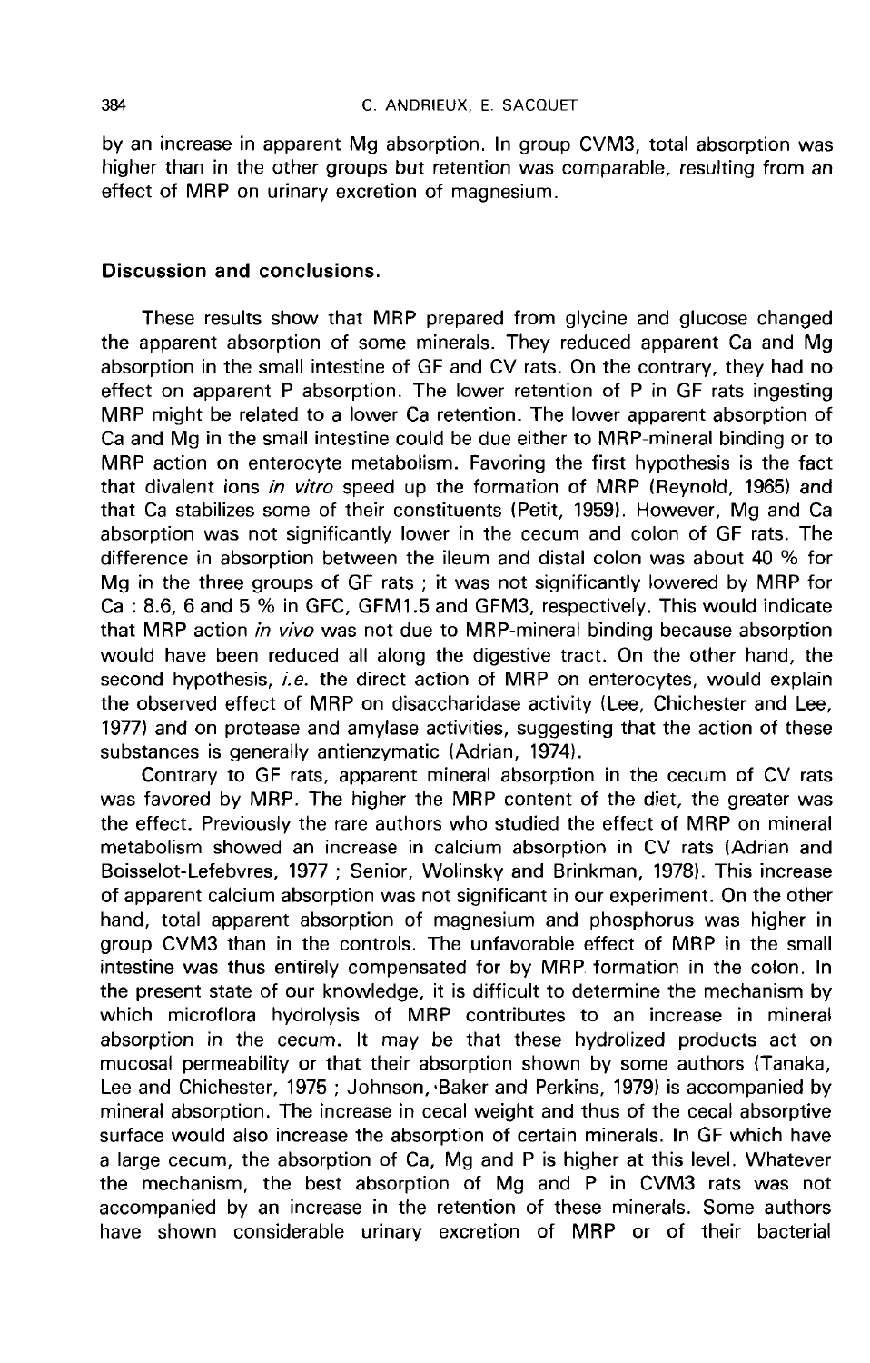by an increase in apparent Mg absorption. In group CVM3, total absorption was higher than in the other groups but retention was comparable, resulting from an effect of MRP on urinary excretion of magnesium.

## Discussion and conclusions.

These results show that MRP prepared from glycine and glucose changed the apparent absorption of some minerals. They reduced apparent Ca and Mg absorption in the small intestine of GF and CV rats. On the contrary, they had no effect on apparent P absorption. The lower retention of P in GF rats ingesting MRP might be related to a lower Ca retention. The lower apparent absorption of Ca and Mg in the small intestine could be due either to MRP-mineral binding or to MRP action on enterocyte metabolism. Favoring the first hypothesis is the fact that divalent ions *in vitro* speed up the formation of MRP (Reynold, 1965) and that Ca stabilizes some of their constituents (Petit, 1959). However, Mg and Ca absorption was not significantly lower in the cecum and colon of GF rats. The difference in absorption between the ileum and distal colon was about 40 % for Mg in the three groups of GF rats ; it was not significantly lowered by MRP for Ca : 8.6, 6 and 5 % in GFC, GFM1.5 and GFM3, respectively. This would indicate that MRP action *in vivo* was not due to MRP-mineral binding because absorption would have been reduced all along the digestive tract. On the other hand, the second hypothesis, *i.e.* the direct action of MRP on enterocytes, would explain the observed effect of MRP on disaccharidase activity (Lee, Chichester and Lee, 1977) and on protease and amylase activities, suggesting that the action of these substances is generally antienzymatic (Adrian, 1974).

Contrary to GF rats, apparent mineral absorption in the cecum of CV rats was favored by MRP. The higher the MRP content of the diet, the greater was the effect. Previously the rare authors who studied the effect of MRP on mineral metabolism showed an increase in calcium absorption in CV rats (Adrian and Boisselot-Lefebvres, 1977 ; Senior, Wolinsky and Brinkman, 1978). This increase of apparent calcium absorption was not significant in our experiment. On the other hand, total apparent absorption of magnesium and phosphorus was higher in group CVM3 than in the controls. The unfavorable effect of MRP in the small intestine was thus entirely compensated for by MRP formation in the colon. In the present state of our knowledge, it is difficult to determine the mechanism by which microflora hydrolysis of MRP contributes to an increase in mineral absorption in the cecum. It may be that these hydrolized products act on mucosal permeability or that their absorption shown by some authors (Tanaka, Lee and Chichester, 1975 ; Johnson, Baker and Perkins, 1979) is accompanied by mineral absorption. The increase in cecal weight and thus of the cecal absorptive surface would also increase the absorption of certain minerals. In GF which have a large cecum, the absorption of Ca, Mg and P is higher at this level. Whatever the mechanism, the best absorption of Mg and P in CVM3 rats was not accompanied by an increase in the retention of these minerals. Some authors have shown considerable urinary excretion of MRP or of their bacterial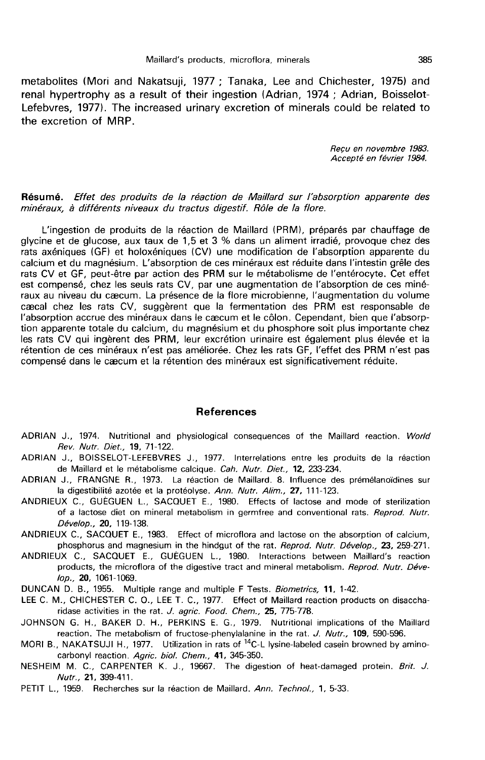metabolites (Mori and Nakatsuji, 1977 ; Tanaka, Lee and Chichester, 1975) and renal hypertrophy as a result of their ingestion (Adrian, 1974 ; Adrian, Boisselot-Lefebvres, 1977). The increased urinary excretion of minerals could be related to the excretion of MRP.

*Reçu en novembre 1983.*
*Accepté en février 1984.*

**Résumé.** *Effet des produits de la réaction de Maillard sur l'absorption apparente des minéraux, à différents niveaux du tractus digestif. Rôle de la flore.*

L'ingestion de produits de la réaction de Maillard (PRM), préparés par chauffage de glycine et de glucose, aux taux de 1,5 et 3 % dans un aliment irradié, provoque chez des rats axéniques (GF) et holoxéniques (CV) une modification de l'absorption apparente du calcium et du magnésium. L'absorption de ces minéraux est réduite dans l'intestin grêle des rats CV et GF, peut-être par action des PRM sur le métabolisme de l'entérocyte. Cet effet est compensé, chez les seuls rats CV, par une augmentation de l'absorption de ces minéraux au niveau du cæcum. La présence de la flore microbienne, l'augmentation du volume cæcal chez les rats CV, suggèrent que la fermentation des PRM est responsable de l'absorption accrue des minéraux dans le cæcum et le côlon. Cependant, bien que l'absorption apparente totale du calcium, du magnésium et du phosphore soit plus importante chez les rats CV qui ingèrent des PRM, leur excrétion urinaire est également plus élevée et la rétention de ces minéraux n'est pas améliorée. Chez les rats GF, l'effet des PRM n'est pas compensé dans le cæcum et la rétention des minéraux est significativement réduite.

## References

ADRIAN J., 1974. Nutritional and physiological consequences of the Maillard reaction. *World Rev. Nutr. Diet.*, **19**, 71-122.

ADRIAN J., BOISSELOT-LEFEBVRES J., 1977. Interrelations entre les produits de la réaction de Maillard et le métabolisme calcique. *Cah. Nutr. Diet.*, **12**, 233-234.

ADRIAN J., FRANGNE R., 1973. La réaction de Maillard. 8. Influence des prémélanoïdines sur la digestibilité azotée et la protéolyse. *Ann. Nutr. Alim.*, **27**, 111-123.

ANDRIEUX C., GUÉGUEN L., SACQUET E., 1980. Effects of lactose and mode of sterilization of a lactose diet on mineral metabolism in germfree and conventional rats. *Reprod. Nutr. Dévelop.*, **20**, 119-138.

ANDRIEUX C., SACQUET E., 1983. Effect of microflora and lactose on the absorption of calcium, phosphorus and magnesium in the hindgut of the rat. *Reprod. Nutr. Dévelop.*, **23**, 259-271.

ANDRIEUX C., SACQUET E., GUÉGUEN L., 1980. Interactions between Maillard's reaction products, the microflora of the digestive tract and mineral metabolism. *Reprod. Nutr. Dévelop.*, **20**, 1061-1069.

DUNCAN D. B., 1955. Multiple range and multiple F Tests. *Biometrics*, **11**, 1-42.

LEE C. M., CHICHESTER C. O., LEE T. C., 1977. Effect of Maillard reaction products on disaccharidase activities in the rat. *J. agric. Food. Chem.*, **25**, 775-778.

JOHNSON G. H., BAKER D. H., PERKINS E. G., 1979. Nutritional implications of the Maillard reaction. The metabolism of fructose-phenylalanine in the rat. *J. Nutr.*, **109**, 590-596.

MORI B., NAKATSUJI H., 1977. Utilization in rats of $^{14}$C-L lysine-labeled casein browned by aminocarbonyl reaction. *Agric. biol. Chem.*, **41**, 345-350.

NESHEIM M. C., CARPENTER K. J., 19667. The digestion of heat-damaged protein. *Brit. J. Nutr.*, **21**, 399-411.

PETIT L., 1959. Recherches sur la réaction de Maillard. *Ann. Technol.*, **1**, 5-33.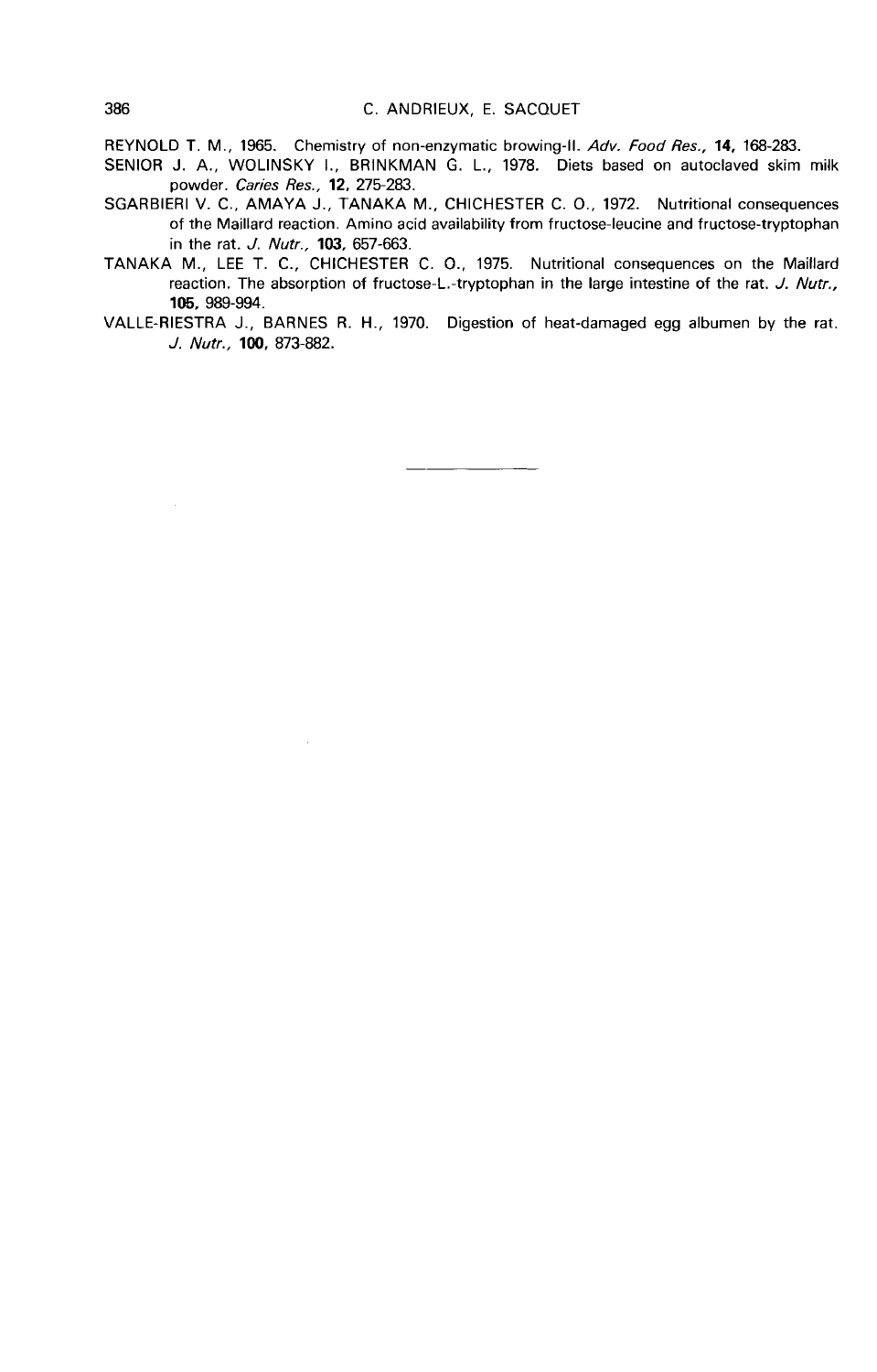REYNOLD T. M., 1965. Chemistry of non-enzymatic browing-II. *Adv. Food Res.*, **14**, 168-283.

SENIOR J. A., WOLINSKY I., BRINKMAN G. L., 1978. Diets based on autoclaved skim milk powder. *Caries Res.*, **12**, 275-283.

SGARBIERI V. C., AMAYA J., TANAKA M., CHICHESTER C. O., 1972. Nutritional consequences of the Maillard reaction. Amino acid availability from fructose-leucine and fructose-tryptophan in the rat. *J. Nutr.*, **103**, 657-663.

TANAKA M., LEE T. C., CHICHESTER C. O., 1975. Nutritional consequences on the Maillard reaction. The absorption of fructose-L.-tryptophan in the large intestine of the rat. *J. Nutr.*, **105**, 989-994.

VALLE-RIESTRA J., BARNES R. H., 1970. Digestion of heat-damaged egg albumen by the rat. *J. Nutr.*, **100**, 873-882.